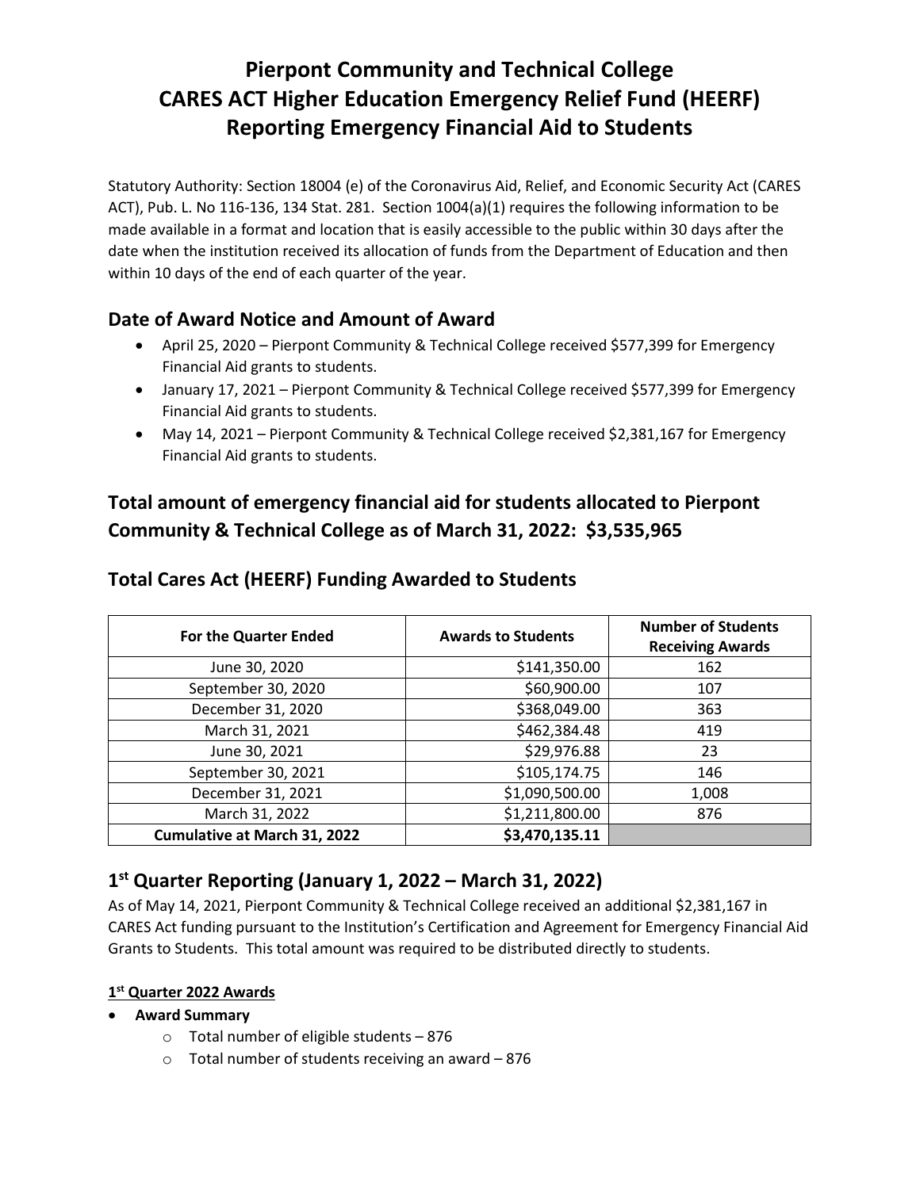# Pierpont Community and Technical College
# CARES ACT Higher Education Emergency Relief Fund (HEERF)
# Reporting Emergency Financial Aid to Students

Statutory Authority: Section 18004 (e) of the Coronavirus Aid, Relief, and Economic Security Act (CARES ACT), Pub. L. No 116-136, 134 Stat. 281. Section 1004(a)(1) requires the following information to be made available in a format and location that is easily accessible to the public within 30 days after the date when the institution received its allocation of funds from the Department of Education and then within 10 days of the end of each quarter of the year.

## Date of Award Notice and Amount of Award

- April 25, 2020 – Pierpont Community & Technical College received $577,399 for Emergency Financial Aid grants to students.
- January 17, 2021 – Pierpont Community & Technical College received $577,399 for Emergency Financial Aid grants to students.
- May 14, 2021 – Pierpont Community & Technical College received $2,381,167 for Emergency Financial Aid grants to students.

## Total amount of emergency financial aid for students allocated to Pierpont Community & Technical College as of March 31, 2022: $3,535,965

## Total Cares Act (HEERF) Funding Awarded to Students

| For the Quarter Ended | Awards to Students | Number of Students Receiving Awards |
|---|---|---|
| June 30, 2020 | $141,350.00 | 162 |
| September 30, 2020 | $60,900.00 | 107 |
| December 31, 2020 | $368,049.00 | 363 |
| March 31, 2021 | $462,384.48 | 419 |
| June 30, 2021 | $29,976.88 | 23 |
| September 30, 2021 | $105,174.75 | 146 |
| December 31, 2021 | $1,090,500.00 | 1,008 |
| March 31, 2022 | $1,211,800.00 | 876 |
| **Cumulative at March 31, 2022** | **$3,470,135.11** | |

## 1st Quarter Reporting (January 1, 2022 – March 31, 2022)

As of May 14, 2021, Pierpont Community & Technical College received an additional $2,381,167 in CARES Act funding pursuant to the Institution's Certification and Agreement for Emergency Financial Aid Grants to Students. This total amount was required to be distributed directly to students.

**1st Quarter 2022 Awards**

- **Award Summary**
  - Total number of eligible students – 876
  - Total number of students receiving an award – 876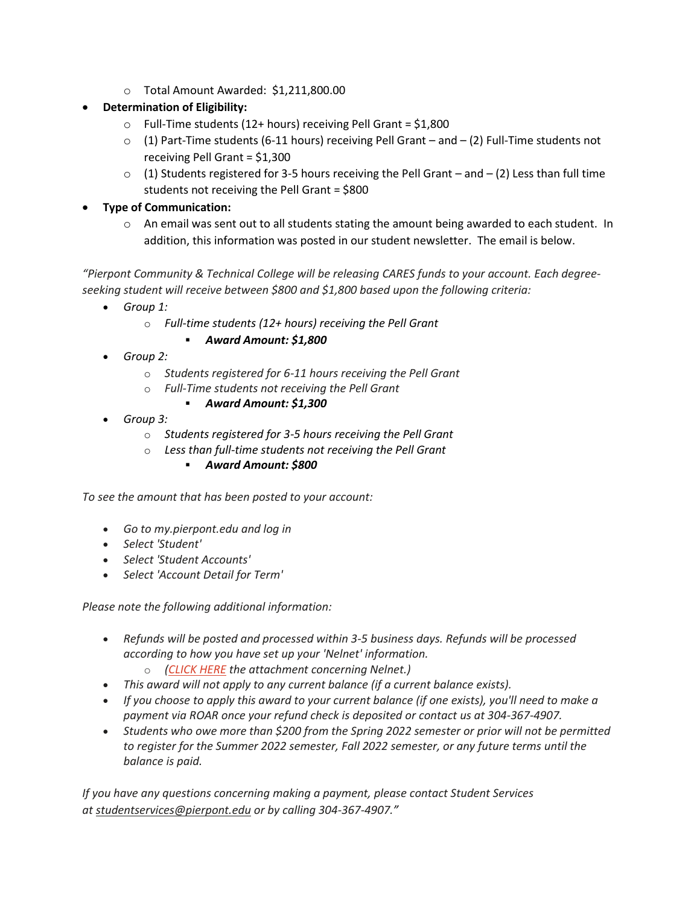- Total Amount Awarded: $1,211,800.00
- **Determination of Eligibility:**
  - Full-Time students (12+ hours) receiving Pell Grant = $1,800
  - (1) Part-Time students (6-11 hours) receiving Pell Grant – and – (2) Full-Time students not receiving Pell Grant = $1,300
  - (1) Students registered for 3-5 hours receiving the Pell Grant – and – (2) Less than full time students not receiving the Pell Grant = $800
- **Type of Communication:**
  - An email was sent out to all students stating the amount being awarded to each student. In addition, this information was posted in our student newsletter. The email is below.

*"Pierpont Community & Technical College will be releasing CARES funds to your account. Each degree-seeking student will receive between $800 and $1,800 based upon the following criteria:*

- *Group 1:*
  - *Full-time students (12+ hours) receiving the Pell Grant*
    - ***Award Amount: $1,800***
- *Group 2:*
  - *Students registered for 6-11 hours receiving the Pell Grant*
  - *Full-Time students not receiving the Pell Grant*
    - ***Award Amount: $1,300***
- *Group 3:*
  - *Students registered for 3-5 hours receiving the Pell Grant*
  - *Less than full-time students not receiving the Pell Grant*
    - ***Award Amount: $800***

*To see the amount that has been posted to your account:*

- *Go to my.pierpont.edu and log in*
- *Select 'Student'*
- *Select 'Student Accounts'*
- *Select 'Account Detail for Term'*

*Please note the following additional information:*

- *Refunds will be posted and processed within 3-5 business days. Refunds will be processed according to how you have set up your 'Nelnet' information.*
  - *(CLICK HERE the attachment concerning Nelnet.)*
- *This award will not apply to any current balance (if a current balance exists).*
- *If you choose to apply this award to your current balance (if one exists), you'll need to make a payment via ROAR once your refund check is deposited or contact us at 304-367-4907.*
- *Students who owe more than $200 from the Spring 2022 semester or prior will not be permitted to register for the Summer 2022 semester, Fall 2022 semester, or any future terms until the balance is paid.*

*If you have any questions concerning making a payment, please contact Student Services at studentservices@pierpont.edu or by calling 304-367-4907."*